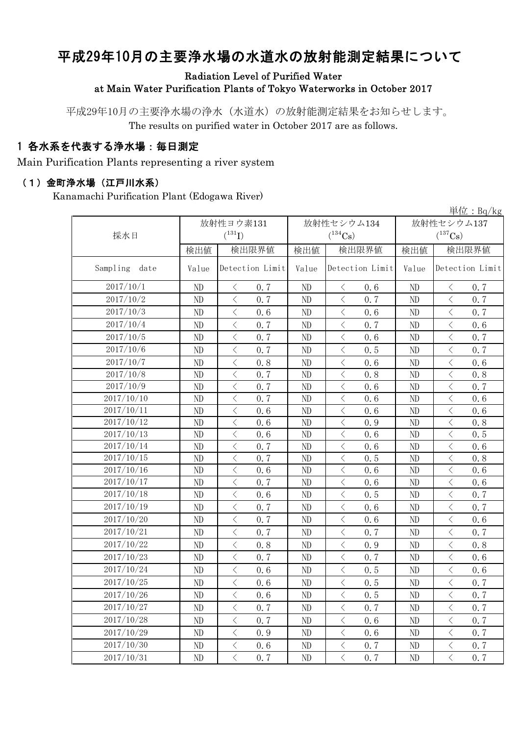# 平成29年10月の主要浄水場の水道水の放射能測定結果について

Radiation Level of Purified Water at Main Water Purification Plants of Tokyo Waterworks in October 2017

平成29年10月の主要浄水場の浄水（水道水）の放射能測定結果をお知らせします。
The results on purified water in October 2017 are as follows.

## 1 各水系を代表する浄水場：毎日測定

Main Purification Plants representing a river system

### （1）金町浄水場（江戸川水系）

Kanamachi Purification Plant (Edogawa River)

単位：Bq/kg

| 採水日 | 放射性ヨウ素131 ($^{131}I$) | | 放射性セシウム134 ($^{134}Cs$) | | 放射性セシウム137 ($^{137}Cs$) | |
|---|---|---|---|---|---|---|
| | 検出値 | 検出限界値 | 検出値 | 検出限界値 | 検出値 | 検出限界値 |
| Sampling date | Value | Detection Limit | Value | Detection Limit | Value | Detection Limit |
| 2017/10/1 | ND | ＜ 0.7 | ND | ＜ 0.6 | ND | ＜ 0.7 |
| 2017/10/2 | ND | ＜ 0.7 | ND | ＜ 0.7 | ND | ＜ 0.7 |
| 2017/10/3 | ND | ＜ 0.6 | ND | ＜ 0.6 | ND | ＜ 0.7 |
| 2017/10/4 | ND | ＜ 0.7 | ND | ＜ 0.7 | ND | ＜ 0.6 |
| 2017/10/5 | ND | ＜ 0.7 | ND | ＜ 0.6 | ND | ＜ 0.7 |
| 2017/10/6 | ND | ＜ 0.7 | ND | ＜ 0.5 | ND | ＜ 0.7 |
| 2017/10/7 | ND | ＜ 0.8 | ND | ＜ 0.6 | ND | ＜ 0.6 |
| 2017/10/8 | ND | ＜ 0.7 | ND | ＜ 0.8 | ND | ＜ 0.8 |
| 2017/10/9 | ND | ＜ 0.7 | ND | ＜ 0.6 | ND | ＜ 0.7 |
| 2017/10/10 | ND | ＜ 0.7 | ND | ＜ 0.6 | ND | ＜ 0.6 |
| 2017/10/11 | ND | ＜ 0.6 | ND | ＜ 0.6 | ND | ＜ 0.6 |
| 2017/10/12 | ND | ＜ 0.6 | ND | ＜ 0.9 | ND | ＜ 0.8 |
| 2017/10/13 | ND | ＜ 0.6 | ND | ＜ 0.6 | ND | ＜ 0.5 |
| 2017/10/14 | ND | ＜ 0.7 | ND | ＜ 0.6 | ND | ＜ 0.6 |
| 2017/10/15 | ND | ＜ 0.7 | ND | ＜ 0.5 | ND | ＜ 0.8 |
| 2017/10/16 | ND | ＜ 0.6 | ND | ＜ 0.6 | ND | ＜ 0.6 |
| 2017/10/17 | ND | ＜ 0.7 | ND | ＜ 0.6 | ND | ＜ 0.6 |
| 2017/10/18 | ND | ＜ 0.6 | ND | ＜ 0.5 | ND | ＜ 0.7 |
| 2017/10/19 | ND | ＜ 0.7 | ND | ＜ 0.6 | ND | ＜ 0.7 |
| 2017/10/20 | ND | ＜ 0.7 | ND | ＜ 0.6 | ND | ＜ 0.6 |
| 2017/10/21 | ND | ＜ 0.7 | ND | ＜ 0.7 | ND | ＜ 0.7 |
| 2017/10/22 | ND | ＜ 0.8 | ND | ＜ 0.9 | ND | ＜ 0.8 |
| 2017/10/23 | ND | ＜ 0.7 | ND | ＜ 0.7 | ND | ＜ 0.6 |
| 2017/10/24 | ND | ＜ 0.6 | ND | ＜ 0.5 | ND | ＜ 0.6 |
| 2017/10/25 | ND | ＜ 0.6 | ND | ＜ 0.5 | ND | ＜ 0.7 |
| 2017/10/26 | ND | ＜ 0.6 | ND | ＜ 0.5 | ND | ＜ 0.7 |
| 2017/10/27 | ND | ＜ 0.7 | ND | ＜ 0.7 | ND | ＜ 0.7 |
| 2017/10/28 | ND | ＜ 0.7 | ND | ＜ 0.6 | ND | ＜ 0.7 |
| 2017/10/29 | ND | ＜ 0.9 | ND | ＜ 0.6 | ND | ＜ 0.7 |
| 2017/10/30 | ND | ＜ 0.6 | ND | ＜ 0.7 | ND | ＜ 0.7 |
| 2017/10/31 | ND | ＜ 0.7 | ND | ＜ 0.7 | ND | ＜ 0.7 |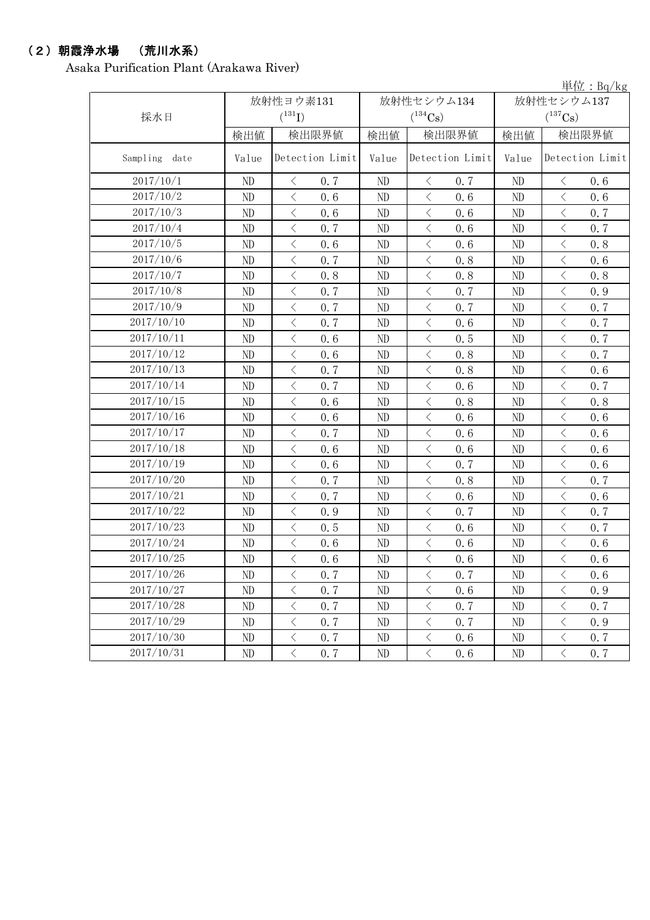## （2）朝霞浄水場　（荒川水系）

Asaka Purification Plant (Arakawa River)

単位：Bq/kg

| 採水日 | 放射性ヨウ素131 ($^{131}I$) | | 放射性セシウム134 ($^{134}Cs$) | | 放射性セシウム137 ($^{137}Cs$) | |
|---|---|---|---|---|---|---|
| | 検出値 | 検出限界値 | 検出値 | 検出限界値 | 検出値 | 検出限界値 |
| Sampling date | Value | Detection Limit | Value | Detection Limit | Value | Detection Limit |
| 2017/10/1 | ND | ＜ 0.7 | ND | ＜ 0.7 | ND | ＜ 0.6 |
| 2017/10/2 | ND | ＜ 0.6 | ND | ＜ 0.6 | ND | ＜ 0.6 |
| 2017/10/3 | ND | ＜ 0.6 | ND | ＜ 0.6 | ND | ＜ 0.7 |
| 2017/10/4 | ND | ＜ 0.7 | ND | ＜ 0.6 | ND | ＜ 0.7 |
| 2017/10/5 | ND | ＜ 0.6 | ND | ＜ 0.6 | ND | ＜ 0.8 |
| 2017/10/6 | ND | ＜ 0.7 | ND | ＜ 0.8 | ND | ＜ 0.6 |
| 2017/10/7 | ND | ＜ 0.8 | ND | ＜ 0.8 | ND | ＜ 0.8 |
| 2017/10/8 | ND | ＜ 0.7 | ND | ＜ 0.7 | ND | ＜ 0.9 |
| 2017/10/9 | ND | ＜ 0.7 | ND | ＜ 0.7 | ND | ＜ 0.7 |
| 2017/10/10 | ND | ＜ 0.7 | ND | ＜ 0.6 | ND | ＜ 0.7 |
| 2017/10/11 | ND | ＜ 0.6 | ND | ＜ 0.5 | ND | ＜ 0.7 |
| 2017/10/12 | ND | ＜ 0.6 | ND | ＜ 0.8 | ND | ＜ 0.7 |
| 2017/10/13 | ND | ＜ 0.7 | ND | ＜ 0.8 | ND | ＜ 0.6 |
| 2017/10/14 | ND | ＜ 0.7 | ND | ＜ 0.6 | ND | ＜ 0.7 |
| 2017/10/15 | ND | ＜ 0.6 | ND | ＜ 0.8 | ND | ＜ 0.8 |
| 2017/10/16 | ND | ＜ 0.6 | ND | ＜ 0.6 | ND | ＜ 0.6 |
| 2017/10/17 | ND | ＜ 0.7 | ND | ＜ 0.6 | ND | ＜ 0.6 |
| 2017/10/18 | ND | ＜ 0.6 | ND | ＜ 0.6 | ND | ＜ 0.6 |
| 2017/10/19 | ND | ＜ 0.6 | ND | ＜ 0.7 | ND | ＜ 0.6 |
| 2017/10/20 | ND | ＜ 0.7 | ND | ＜ 0.8 | ND | ＜ 0.7 |
| 2017/10/21 | ND | ＜ 0.7 | ND | ＜ 0.6 | ND | ＜ 0.6 |
| 2017/10/22 | ND | ＜ 0.9 | ND | ＜ 0.7 | ND | ＜ 0.7 |
| 2017/10/23 | ND | ＜ 0.5 | ND | ＜ 0.6 | ND | ＜ 0.7 |
| 2017/10/24 | ND | ＜ 0.6 | ND | ＜ 0.6 | ND | ＜ 0.6 |
| 2017/10/25 | ND | ＜ 0.6 | ND | ＜ 0.6 | ND | ＜ 0.6 |
| 2017/10/26 | ND | ＜ 0.7 | ND | ＜ 0.7 | ND | ＜ 0.6 |
| 2017/10/27 | ND | ＜ 0.7 | ND | ＜ 0.6 | ND | ＜ 0.9 |
| 2017/10/28 | ND | ＜ 0.7 | ND | ＜ 0.7 | ND | ＜ 0.7 |
| 2017/10/29 | ND | ＜ 0.7 | ND | ＜ 0.7 | ND | ＜ 0.9 |
| 2017/10/30 | ND | ＜ 0.7 | ND | ＜ 0.6 | ND | ＜ 0.7 |
| 2017/10/31 | ND | ＜ 0.7 | ND | ＜ 0.6 | ND | ＜ 0.7 |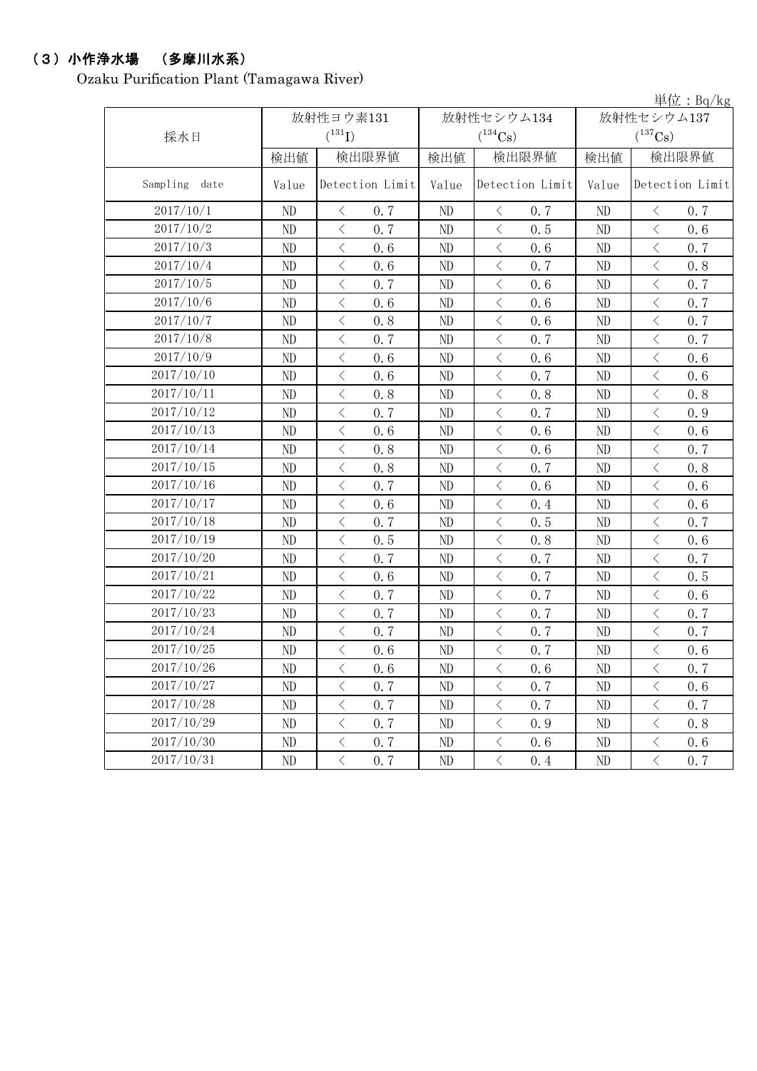## （３）小作浄水場　（多摩川水系）

Ozaku Purification Plant (Tamagawa River)

単位：Bq/kg

| 採水日 | 放射性ヨウ素131 ($^{131}I$) | | 放射性セシウム134 ($^{134}Cs$) | | 放射性セシウム137 ($^{137}Cs$) | |
|---|---|---|---|---|---|---|
| | 検出値 | 検出限界値 | 検出値 | 検出限界値 | 検出値 | 検出限界値 |
| Sampling date | Value | Detection Limit | Value | Detection Limit | Value | Detection Limit |
| 2017/10/1 | ND | ＜ 0.7 | ND | ＜ 0.7 | ND | ＜ 0.7 |
| 2017/10/2 | ND | ＜ 0.7 | ND | ＜ 0.5 | ND | ＜ 0.6 |
| 2017/10/3 | ND | ＜ 0.6 | ND | ＜ 0.6 | ND | ＜ 0.7 |
| 2017/10/4 | ND | ＜ 0.6 | ND | ＜ 0.7 | ND | ＜ 0.8 |
| 2017/10/5 | ND | ＜ 0.7 | ND | ＜ 0.6 | ND | ＜ 0.7 |
| 2017/10/6 | ND | ＜ 0.6 | ND | ＜ 0.6 | ND | ＜ 0.7 |
| 2017/10/7 | ND | ＜ 0.8 | ND | ＜ 0.6 | ND | ＜ 0.7 |
| 2017/10/8 | ND | ＜ 0.7 | ND | ＜ 0.7 | ND | ＜ 0.7 |
| 2017/10/9 | ND | ＜ 0.6 | ND | ＜ 0.6 | ND | ＜ 0.6 |
| 2017/10/10 | ND | ＜ 0.6 | ND | ＜ 0.7 | ND | ＜ 0.6 |
| 2017/10/11 | ND | ＜ 0.8 | ND | ＜ 0.8 | ND | ＜ 0.8 |
| 2017/10/12 | ND | ＜ 0.7 | ND | ＜ 0.7 | ND | ＜ 0.9 |
| 2017/10/13 | ND | ＜ 0.6 | ND | ＜ 0.6 | ND | ＜ 0.6 |
| 2017/10/14 | ND | ＜ 0.8 | ND | ＜ 0.6 | ND | ＜ 0.7 |
| 2017/10/15 | ND | ＜ 0.8 | ND | ＜ 0.7 | ND | ＜ 0.8 |
| 2017/10/16 | ND | ＜ 0.7 | ND | ＜ 0.6 | ND | ＜ 0.6 |
| 2017/10/17 | ND | ＜ 0.6 | ND | ＜ 0.4 | ND | ＜ 0.6 |
| 2017/10/18 | ND | ＜ 0.7 | ND | ＜ 0.5 | ND | ＜ 0.7 |
| 2017/10/19 | ND | ＜ 0.5 | ND | ＜ 0.8 | ND | ＜ 0.6 |
| 2017/10/20 | ND | ＜ 0.7 | ND | ＜ 0.7 | ND | ＜ 0.7 |
| 2017/10/21 | ND | ＜ 0.6 | ND | ＜ 0.7 | ND | ＜ 0.5 |
| 2017/10/22 | ND | ＜ 0.7 | ND | ＜ 0.7 | ND | ＜ 0.6 |
| 2017/10/23 | ND | ＜ 0.7 | ND | ＜ 0.7 | ND | ＜ 0.7 |
| 2017/10/24 | ND | ＜ 0.7 | ND | ＜ 0.7 | ND | ＜ 0.7 |
| 2017/10/25 | ND | ＜ 0.6 | ND | ＜ 0.7 | ND | ＜ 0.6 |
| 2017/10/26 | ND | ＜ 0.6 | ND | ＜ 0.6 | ND | ＜ 0.7 |
| 2017/10/27 | ND | ＜ 0.7 | ND | ＜ 0.7 | ND | ＜ 0.6 |
| 2017/10/28 | ND | ＜ 0.7 | ND | ＜ 0.7 | ND | ＜ 0.7 |
| 2017/10/29 | ND | ＜ 0.7 | ND | ＜ 0.9 | ND | ＜ 0.8 |
| 2017/10/30 | ND | ＜ 0.7 | ND | ＜ 0.6 | ND | ＜ 0.6 |
| 2017/10/31 | ND | ＜ 0.7 | ND | ＜ 0.4 | ND | ＜ 0.7 |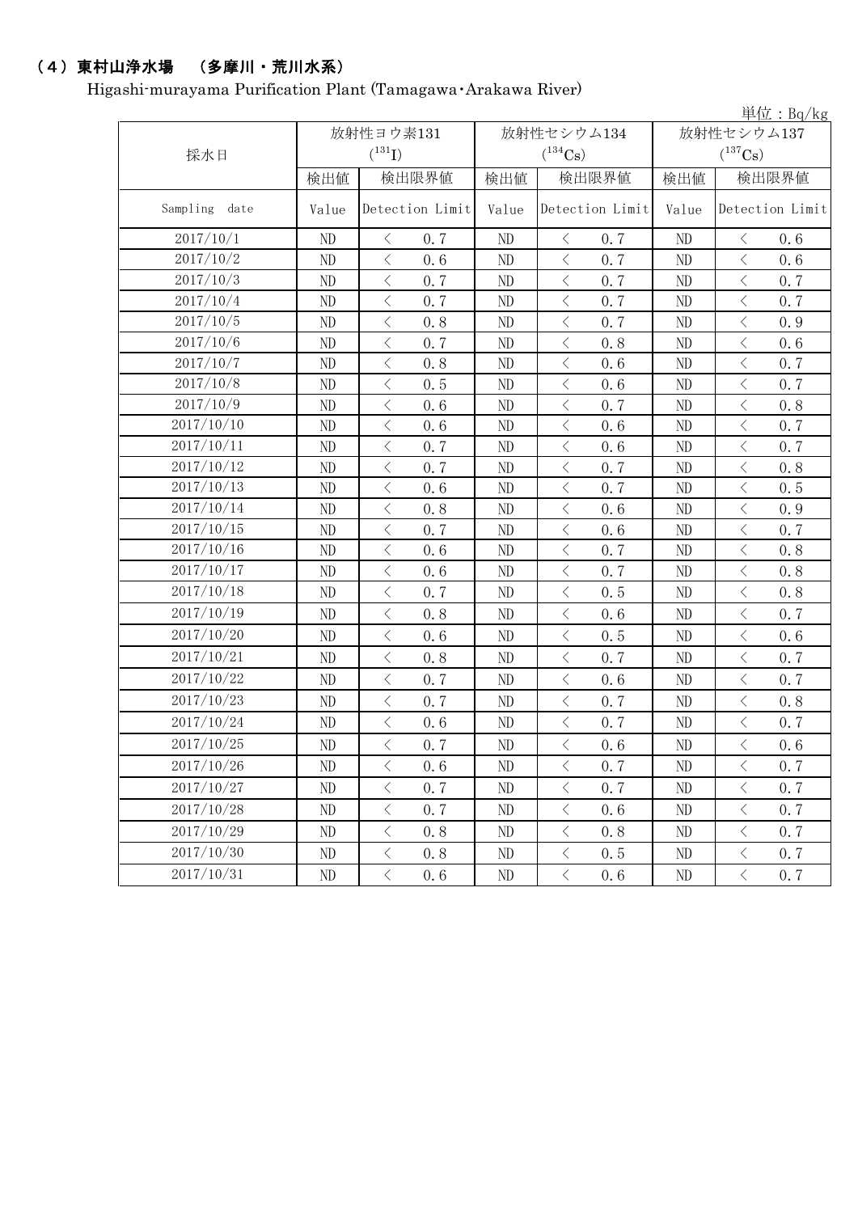## （4）東村山浄水場　（多摩川・荒川水系）

Higashi-murayama Purification Plant (Tamagawa･Arakawa River)

単位：Bq/kg

| 採水日 | 放射性ヨウ素131 ($^{131}$I) | | 放射性セシウム134 ($^{134}$Cs) | | 放射性セシウム137 ($^{137}$Cs) | |
|---|---|---|---|---|---|---|
| | 検出値 | 検出限界値 | 検出値 | 検出限界値 | 検出値 | 検出限界値 |
| Sampling date | Value | Detection Limit | Value | Detection Limit | Value | Detection Limit |
| 2017/10/1 | ND | ＜ 0.7 | ND | ＜ 0.7 | ND | ＜ 0.6 |
| 2017/10/2 | ND | ＜ 0.6 | ND | ＜ 0.7 | ND | ＜ 0.6 |
| 2017/10/3 | ND | ＜ 0.7 | ND | ＜ 0.7 | ND | ＜ 0.7 |
| 2017/10/4 | ND | ＜ 0.7 | ND | ＜ 0.7 | ND | ＜ 0.7 |
| 2017/10/5 | ND | ＜ 0.8 | ND | ＜ 0.7 | ND | ＜ 0.9 |
| 2017/10/6 | ND | ＜ 0.7 | ND | ＜ 0.8 | ND | ＜ 0.6 |
| 2017/10/7 | ND | ＜ 0.8 | ND | ＜ 0.6 | ND | ＜ 0.7 |
| 2017/10/8 | ND | ＜ 0.5 | ND | ＜ 0.6 | ND | ＜ 0.7 |
| 2017/10/9 | ND | ＜ 0.6 | ND | ＜ 0.7 | ND | ＜ 0.8 |
| 2017/10/10 | ND | ＜ 0.6 | ND | ＜ 0.6 | ND | ＜ 0.7 |
| 2017/10/11 | ND | ＜ 0.7 | ND | ＜ 0.6 | ND | ＜ 0.7 |
| 2017/10/12 | ND | ＜ 0.7 | ND | ＜ 0.7 | ND | ＜ 0.8 |
| 2017/10/13 | ND | ＜ 0.6 | ND | ＜ 0.7 | ND | ＜ 0.5 |
| 2017/10/14 | ND | ＜ 0.8 | ND | ＜ 0.6 | ND | ＜ 0.9 |
| 2017/10/15 | ND | ＜ 0.7 | ND | ＜ 0.6 | ND | ＜ 0.7 |
| 2017/10/16 | ND | ＜ 0.6 | ND | ＜ 0.7 | ND | ＜ 0.8 |
| 2017/10/17 | ND | ＜ 0.6 | ND | ＜ 0.7 | ND | ＜ 0.8 |
| 2017/10/18 | ND | ＜ 0.7 | ND | ＜ 0.5 | ND | ＜ 0.8 |
| 2017/10/19 | ND | ＜ 0.8 | ND | ＜ 0.6 | ND | ＜ 0.7 |
| 2017/10/20 | ND | ＜ 0.6 | ND | ＜ 0.5 | ND | ＜ 0.6 |
| 2017/10/21 | ND | ＜ 0.8 | ND | ＜ 0.7 | ND | ＜ 0.7 |
| 2017/10/22 | ND | ＜ 0.7 | ND | ＜ 0.6 | ND | ＜ 0.7 |
| 2017/10/23 | ND | ＜ 0.7 | ND | ＜ 0.7 | ND | ＜ 0.8 |
| 2017/10/24 | ND | ＜ 0.6 | ND | ＜ 0.7 | ND | ＜ 0.7 |
| 2017/10/25 | ND | ＜ 0.7 | ND | ＜ 0.6 | ND | ＜ 0.6 |
| 2017/10/26 | ND | ＜ 0.6 | ND | ＜ 0.7 | ND | ＜ 0.7 |
| 2017/10/27 | ND | ＜ 0.7 | ND | ＜ 0.7 | ND | ＜ 0.7 |
| 2017/10/28 | ND | ＜ 0.7 | ND | ＜ 0.6 | ND | ＜ 0.7 |
| 2017/10/29 | ND | ＜ 0.8 | ND | ＜ 0.8 | ND | ＜ 0.7 |
| 2017/10/30 | ND | ＜ 0.8 | ND | ＜ 0.5 | ND | ＜ 0.7 |
| 2017/10/31 | ND | ＜ 0.6 | ND | ＜ 0.6 | ND | ＜ 0.7 |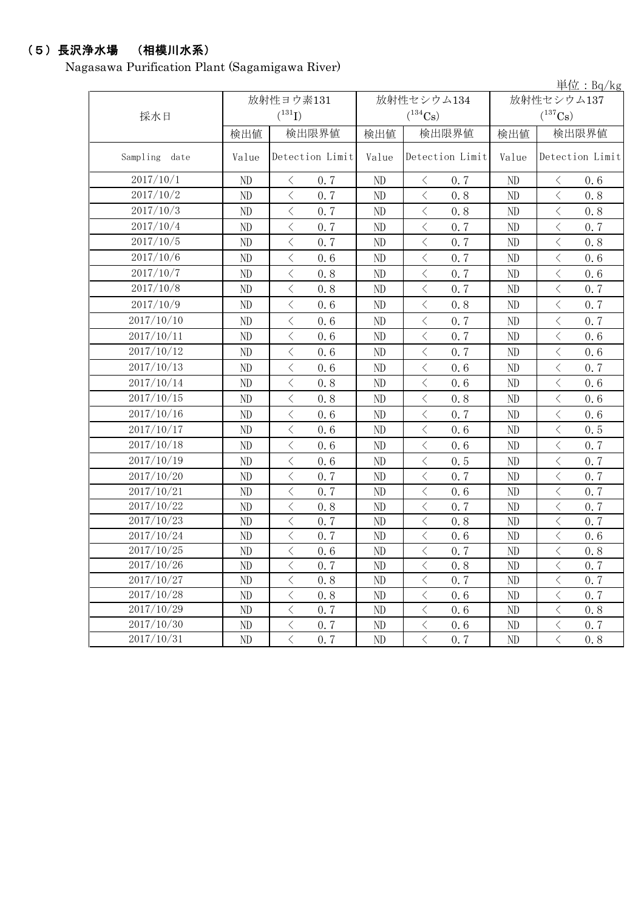## （５）長沢浄水場　（相模川水系）

Nagasawa Purification Plant (Sagamigawa River)

単位：Bq/kg

| 採水日 | 放射性ヨウ素131 ($^{131}I$) | | 放射性セシウム134 ($^{134}Cs$) | | 放射性セシウム137 ($^{137}Cs$) | |
|---|---|---|---|---|---|---|
| | 検出値 | 検出限界値 | 検出値 | 検出限界値 | 検出値 | 検出限界値 |
| Sampling date | Value | Detection Limit | Value | Detection Limit | Value | Detection Limit |
| 2017/10/1 | ND | ＜ 0.7 | ND | ＜ 0.7 | ND | ＜ 0.6 |
| 2017/10/2 | ND | ＜ 0.7 | ND | ＜ 0.8 | ND | ＜ 0.8 |
| 2017/10/3 | ND | ＜ 0.7 | ND | ＜ 0.8 | ND | ＜ 0.8 |
| 2017/10/4 | ND | ＜ 0.7 | ND | ＜ 0.7 | ND | ＜ 0.7 |
| 2017/10/5 | ND | ＜ 0.7 | ND | ＜ 0.7 | ND | ＜ 0.8 |
| 2017/10/6 | ND | ＜ 0.6 | ND | ＜ 0.7 | ND | ＜ 0.6 |
| 2017/10/7 | ND | ＜ 0.8 | ND | ＜ 0.7 | ND | ＜ 0.6 |
| 2017/10/8 | ND | ＜ 0.8 | ND | ＜ 0.7 | ND | ＜ 0.7 |
| 2017/10/9 | ND | ＜ 0.6 | ND | ＜ 0.8 | ND | ＜ 0.7 |
| 2017/10/10 | ND | ＜ 0.6 | ND | ＜ 0.7 | ND | ＜ 0.7 |
| 2017/10/11 | ND | ＜ 0.6 | ND | ＜ 0.7 | ND | ＜ 0.6 |
| 2017/10/12 | ND | ＜ 0.6 | ND | ＜ 0.7 | ND | ＜ 0.6 |
| 2017/10/13 | ND | ＜ 0.6 | ND | ＜ 0.6 | ND | ＜ 0.7 |
| 2017/10/14 | ND | ＜ 0.8 | ND | ＜ 0.6 | ND | ＜ 0.6 |
| 2017/10/15 | ND | ＜ 0.8 | ND | ＜ 0.8 | ND | ＜ 0.6 |
| 2017/10/16 | ND | ＜ 0.6 | ND | ＜ 0.7 | ND | ＜ 0.6 |
| 2017/10/17 | ND | ＜ 0.6 | ND | ＜ 0.6 | ND | ＜ 0.5 |
| 2017/10/18 | ND | ＜ 0.6 | ND | ＜ 0.6 | ND | ＜ 0.7 |
| 2017/10/19 | ND | ＜ 0.6 | ND | ＜ 0.5 | ND | ＜ 0.7 |
| 2017/10/20 | ND | ＜ 0.7 | ND | ＜ 0.7 | ND | ＜ 0.7 |
| 2017/10/21 | ND | ＜ 0.7 | ND | ＜ 0.6 | ND | ＜ 0.7 |
| 2017/10/22 | ND | ＜ 0.8 | ND | ＜ 0.7 | ND | ＜ 0.7 |
| 2017/10/23 | ND | ＜ 0.7 | ND | ＜ 0.8 | ND | ＜ 0.7 |
| 2017/10/24 | ND | ＜ 0.7 | ND | ＜ 0.6 | ND | ＜ 0.6 |
| 2017/10/25 | ND | ＜ 0.6 | ND | ＜ 0.7 | ND | ＜ 0.8 |
| 2017/10/26 | ND | ＜ 0.7 | ND | ＜ 0.8 | ND | ＜ 0.7 |
| 2017/10/27 | ND | ＜ 0.8 | ND | ＜ 0.7 | ND | ＜ 0.7 |
| 2017/10/28 | ND | ＜ 0.8 | ND | ＜ 0.6 | ND | ＜ 0.7 |
| 2017/10/29 | ND | ＜ 0.7 | ND | ＜ 0.6 | ND | ＜ 0.8 |
| 2017/10/30 | ND | ＜ 0.7 | ND | ＜ 0.6 | ND | ＜ 0.7 |
| 2017/10/31 | ND | ＜ 0.7 | ND | ＜ 0.7 | ND | ＜ 0.8 |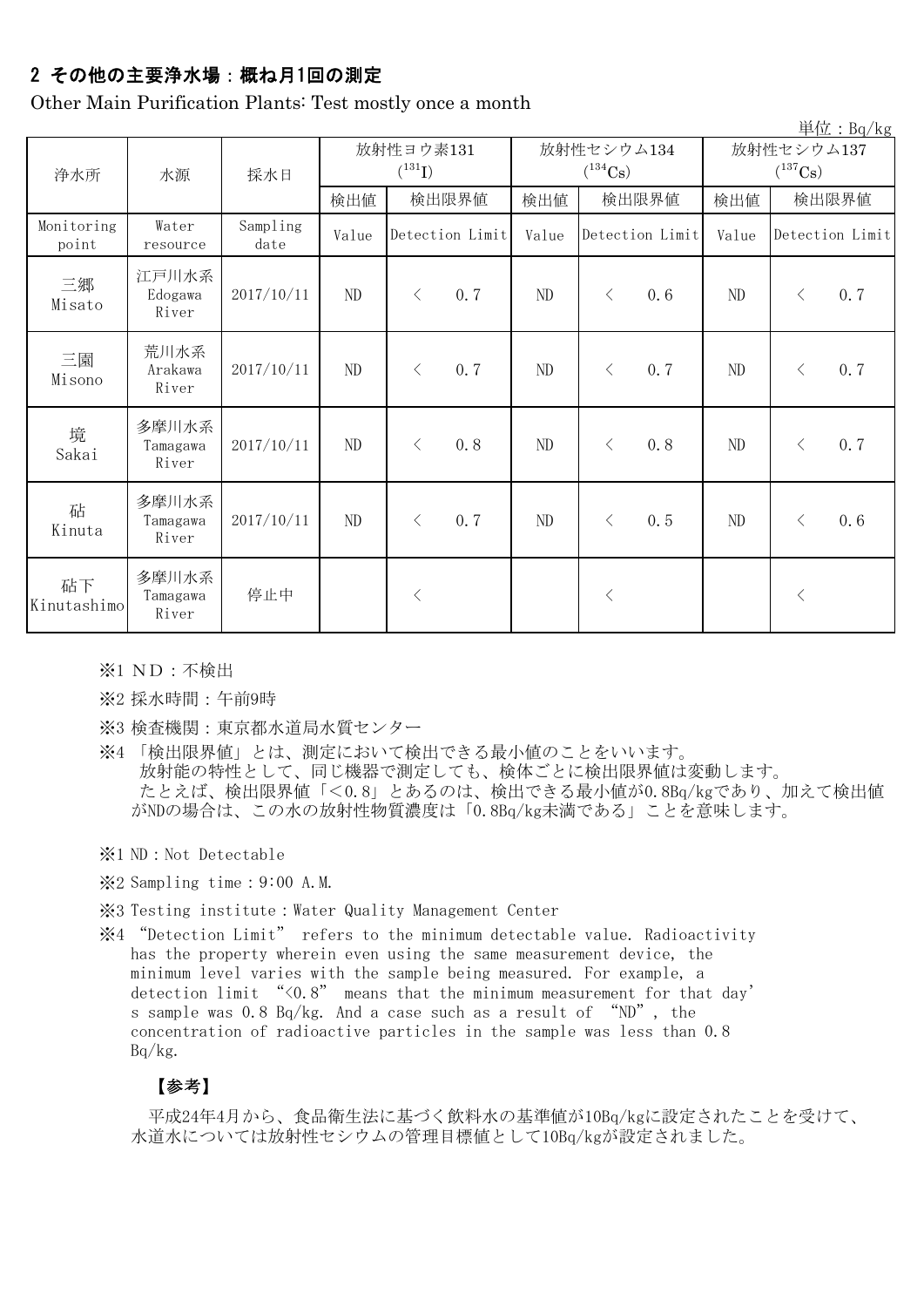## 2 その他の主要浄水場：概ね月1回の測定

Other Main Purification Plants: Test mostly once a month

単位：Bq/kg

| 浄水所 | 水源 | 採水日 | 放射性ヨウ素131 ($^{131}I$) | | | 放射性セシウム134 ($^{134}Cs$) | | | 放射性セシウム137 ($^{137}Cs$) | | |
|---|---|---|---|---|---|---|---|---|---|---|---|
| | | | 検出値 | 検出限界値 | | 検出値 | 検出限界値 | | 検出値 | 検出限界値 | |
| Monitoring point | Water resource | Sampling date | Value | Detection Limit | | Value | Detection Limit | | Value | Detection Limit | |
| 三郷 Misato | 江戸川水系 Edogawa River | 2017/10/11 | ND | < | 0.7 | ND | < | 0.6 | ND | < | 0.7 |
| 三園 Misono | 荒川水系 Arakawa River | 2017/10/11 | ND | < | 0.7 | ND | < | 0.7 | ND | < | 0.7 |
| 境 Sakai | 多摩川水系 Tamagawa River | 2017/10/11 | ND | < | 0.8 | ND | < | 0.8 | ND | < | 0.7 |
| 砧 Kinuta | 多摩川水系 Tamagawa River | 2017/10/11 | ND | < | 0.7 | ND | < | 0.5 | ND | < | 0.6 |
| 砧下 Kinutashimo | 多摩川水系 Tamagawa River | 停止中 | | < | | | < | | | < | |

※1 ND：不検出

※2 採水時間：午前9時

※3 検査機関：東京都水道局水質センター

※4 「検出限界値」とは、測定において検出できる最小値のことをいいます。
放射能の特性として、同じ機器で測定しても、検体ごとに検出限界値は変動します。
たとえば、検出限界値「<0.8」とあるのは、検出できる最小値が0.8Bq/kgであり、加えて検出値がNDの場合は、この水の放射性物質濃度は「0.8Bq/kg未満である」ことを意味します。

※1 ND：Not Detectable

※2 Sampling time：9:00 A.M.

※3 Testing institute：Water Quality Management Center

※4 "Detection Limit" refers to the minimum detectable value. Radioactivity has the property wherein even using the same measurement device, the minimum level varies with the sample being measured. For example, a detection limit "<0.8" means that the minimum measurement for that day's sample was 0.8 Bq/kg. And a case such as a result of "ND", the concentration of radioactive particles in the sample was less than 0.8 Bq/kg.

【参考】

平成24年4月から、食品衛生法に基づく飲料水の基準値が10Bq/kgに設定されたことを受けて、水道水については放射性セシウムの管理目標値として10Bq/kgが設定されました。